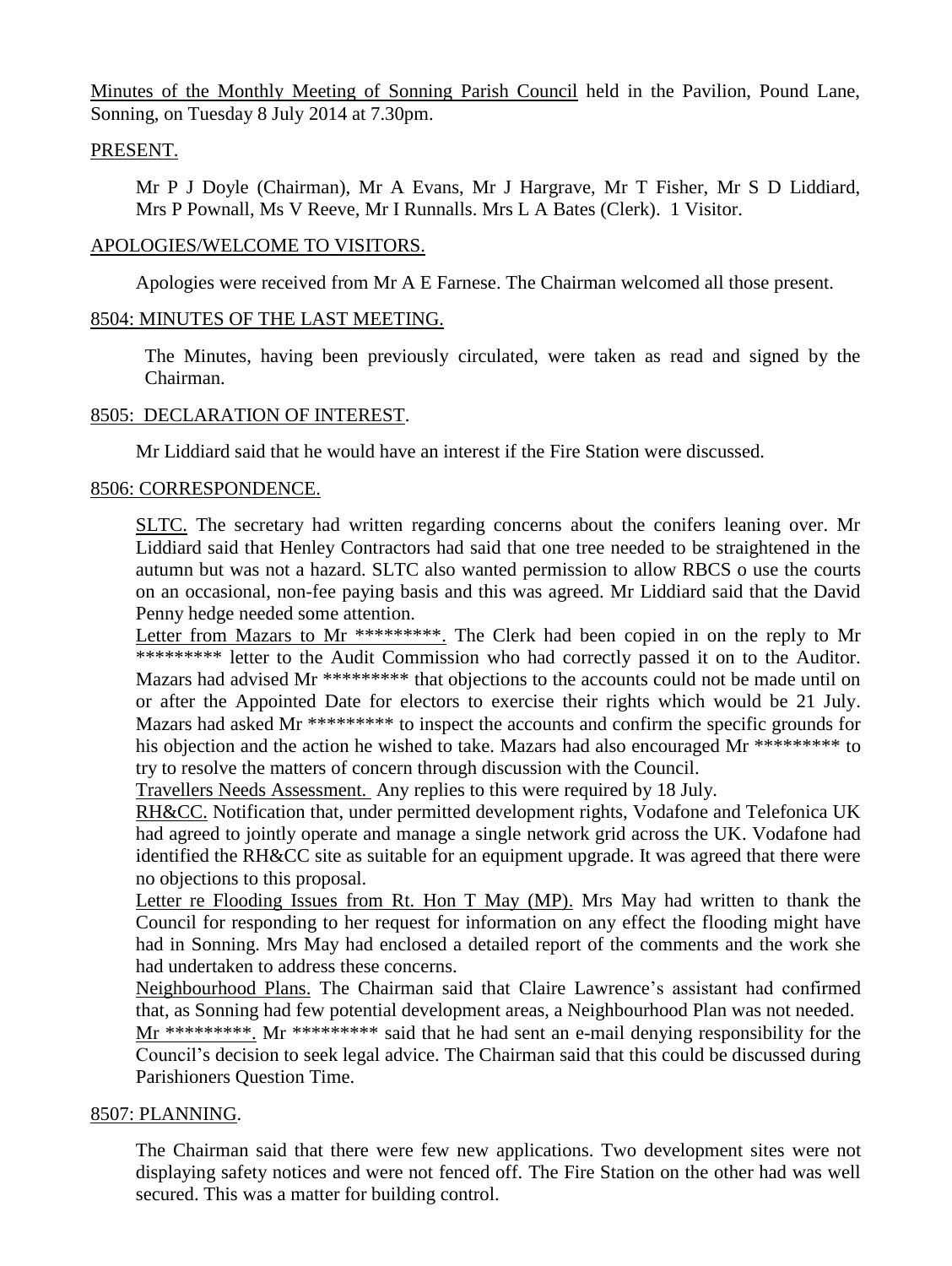Minutes of the Monthly Meeting of Sonning Parish Council held in the Pavilion, Pound Lane, Sonning, on Tuesday 8 July 2014 at 7.30pm.

## PRESENT.

Mr P J Doyle (Chairman), Mr A Evans, Mr J Hargrave, Mr T Fisher, Mr S D Liddiard, Mrs P Pownall, Ms V Reeve, Mr I Runnalls. Mrs L A Bates (Clerk). 1 Visitor.

## APOLOGIES/WELCOME TO VISITORS.

Apologies were received from Mr A E Farnese. The Chairman welcomed all those present.

## 8504: MINUTES OF THE LAST MEETING.

The Minutes, having been previously circulated, were taken as read and signed by the Chairman.

## 8505: DECLARATION OF INTEREST.

Mr Liddiard said that he would have an interest if the Fire Station were discussed.

## 8506: CORRESPONDENCE.

SLTC. The secretary had written regarding concerns about the conifers leaning over. Mr Liddiard said that Henley Contractors had said that one tree needed to be straightened in the autumn but was not a hazard. SLTC also wanted permission to allow RBCS o use the courts on an occasional, non-fee paying basis and this was agreed. Mr Liddiard said that the David Penny hedge needed some attention.

Letter from Mazars to Mr *********. The Clerk had been copied in on the reply to Mr ********* letter to the Audit Commission who had correctly passed it on to the Auditor. Mazars had advised Mr ********* that objections to the accounts could not be made until on or after the Appointed Date for electors to exercise their rights which would be 21 July. Mazars had asked Mr ********* to inspect the accounts and confirm the specific grounds for his objection and the action he wished to take. Mazars had also encouraged Mr ********* to try to resolve the matters of concern through discussion with the Council.

Travellers Needs Assessment. Any replies to this were required by 18 July.

RH&CC. Notification that, under permitted development rights, Vodafone and Telefonica UK had agreed to jointly operate and manage a single network grid across the UK. Vodafone had identified the RH&CC site as suitable for an equipment upgrade. It was agreed that there were no objections to this proposal.

Letter re Flooding Issues from Rt. Hon T May (MP). Mrs May had written to thank the Council for responding to her request for information on any effect the flooding might have had in Sonning. Mrs May had enclosed a detailed report of the comments and the work she had undertaken to address these concerns.

Neighbourhood Plans. The Chairman said that Claire Lawrence's assistant had confirmed that, as Sonning had few potential development areas, a Neighbourhood Plan was not needed.

Mr *********. Mr ********* said that he had sent an e-mail denying responsibility for the Council's decision to seek legal advice. The Chairman said that this could be discussed during Parishioners Question Time.

## 8507: PLANNING.

The Chairman said that there were few new applications. Two development sites were not displaying safety notices and were not fenced off. The Fire Station on the other had was well secured. This was a matter for building control.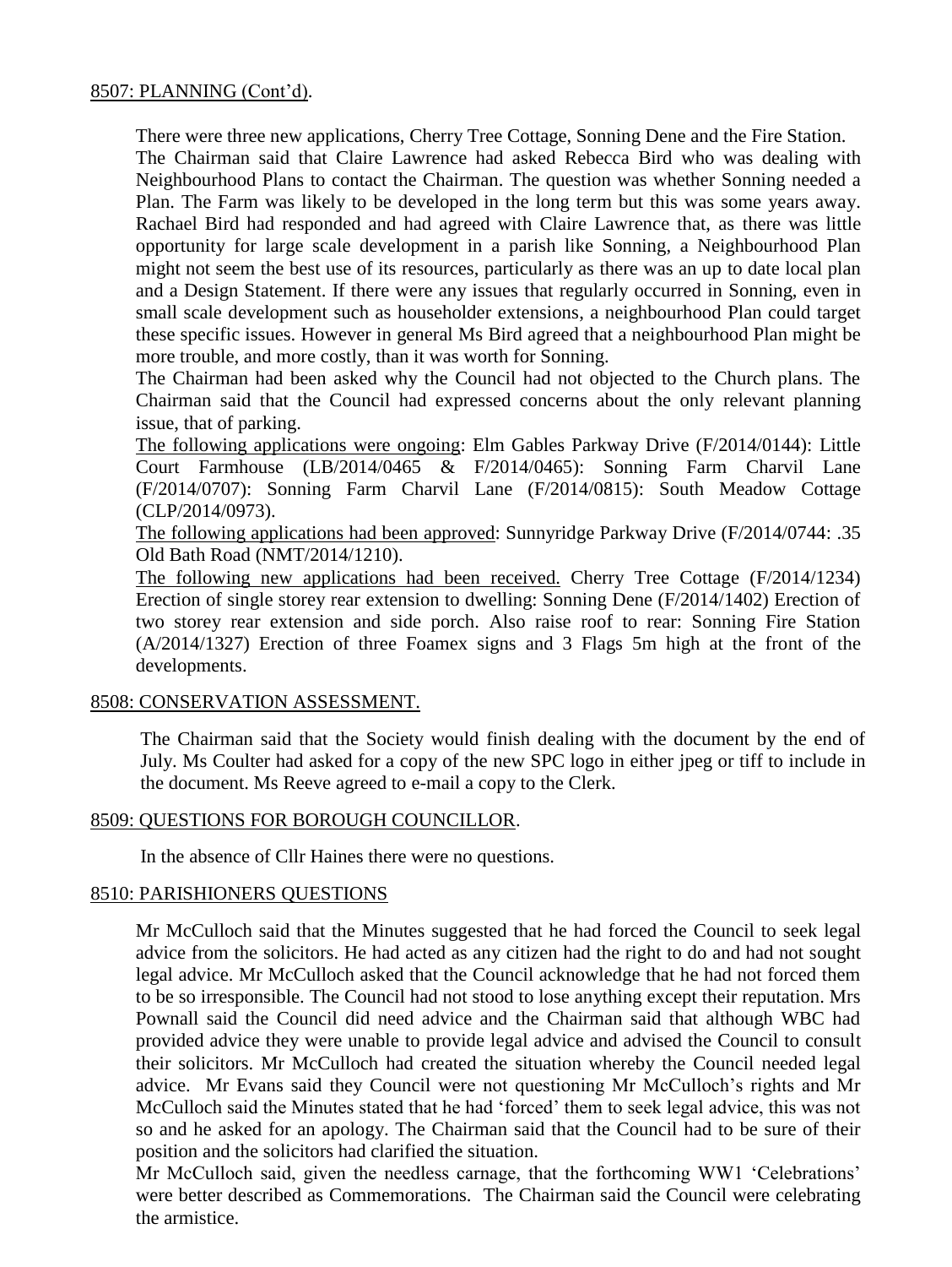8507: PLANNING (Cont'd).

There were three new applications, Cherry Tree Cottage, Sonning Dene and the Fire Station. The Chairman said that Claire Lawrence had asked Rebecca Bird who was dealing with Neighbourhood Plans to contact the Chairman. The question was whether Sonning needed a Plan. The Farm was likely to be developed in the long term but this was some years away. Rachael Bird had responded and had agreed with Claire Lawrence that, as there was little opportunity for large scale development in a parish like Sonning, a Neighbourhood Plan might not seem the best use of its resources, particularly as there was an up to date local plan and a Design Statement. If there were any issues that regularly occurred in Sonning, even in small scale development such as householder extensions, a neighbourhood Plan could target these specific issues. However in general Ms Bird agreed that a neighbourhood Plan might be more trouble, and more costly, than it was worth for Sonning.

The Chairman had been asked why the Council had not objected to the Church plans. The Chairman said that the Council had expressed concerns about the only relevant planning issue, that of parking.

The following applications were ongoing: Elm Gables Parkway Drive (F/2014/0144): Little Court Farmhouse (LB/2014/0465 & F/2014/0465): Sonning Farm Charvil Lane (F/2014/0707): Sonning Farm Charvil Lane (F/2014/0815): South Meadow Cottage (CLP/2014/0973).

The following applications had been approved: Sunnyridge Parkway Drive (F/2014/0744: .35 Old Bath Road (NMT/2014/1210).

The following new applications had been received. Cherry Tree Cottage (F/2014/1234) Erection of single storey rear extension to dwelling: Sonning Dene (F/2014/1402) Erection of two storey rear extension and side porch. Also raise roof to rear: Sonning Fire Station (A/2014/1327) Erection of three Foamex signs and 3 Flags 5m high at the front of the developments.

8508: CONSERVATION ASSESSMENT.

The Chairman said that the Society would finish dealing with the document by the end of July. Ms Coulter had asked for a copy of the new SPC logo in either jpeg or tiff to include in the document. Ms Reeve agreed to e-mail a copy to the Clerk.

8509: QUESTIONS FOR BOROUGH COUNCILLOR.

In the absence of Cllr Haines there were no questions.

8510: PARISHIONERS QUESTIONS

Mr McCulloch said that the Minutes suggested that he had forced the Council to seek legal advice from the solicitors. He had acted as any citizen had the right to do and had not sought legal advice. Mr McCulloch asked that the Council acknowledge that he had not forced them to be so irresponsible. The Council had not stood to lose anything except their reputation. Mrs Pownall said the Council did need advice and the Chairman said that although WBC had provided advice they were unable to provide legal advice and advised the Council to consult their solicitors. Mr McCulloch had created the situation whereby the Council needed legal advice. Mr Evans said they Council were not questioning Mr McCulloch's rights and Mr McCulloch said the Minutes stated that he had 'forced' them to seek legal advice, this was not so and he asked for an apology. The Chairman said that the Council had to be sure of their position and the solicitors had clarified the situation.

Mr McCulloch said, given the needless carnage, that the forthcoming WW1 'Celebrations' were better described as Commemorations. The Chairman said the Council were celebrating the armistice.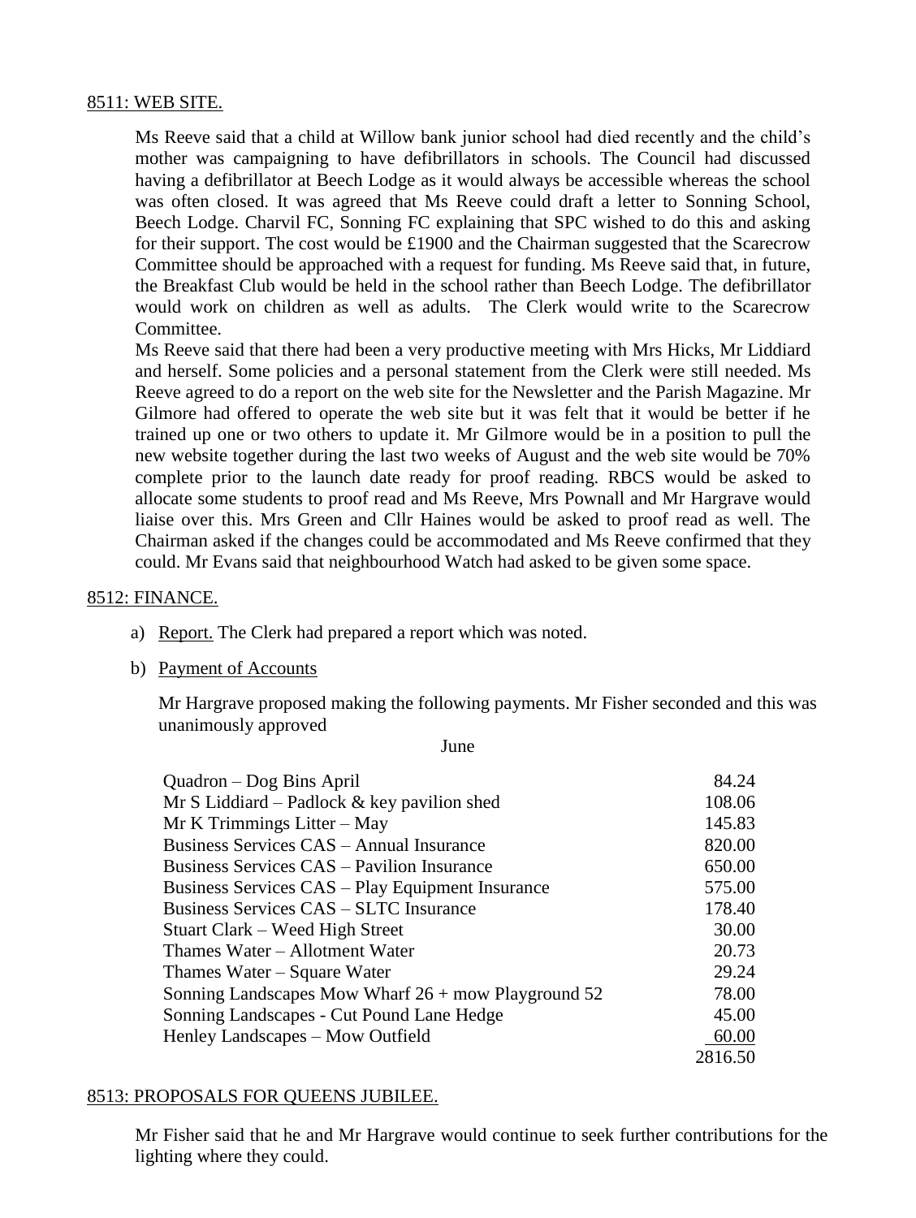8511: WEB SITE.

Ms Reeve said that a child at Willow bank junior school had died recently and the child's mother was campaigning to have defibrillators in schools. The Council had discussed having a defibrillator at Beech Lodge as it would always be accessible whereas the school was often closed. It was agreed that Ms Reeve could draft a letter to Sonning School, Beech Lodge. Charvil FC, Sonning FC explaining that SPC wished to do this and asking for their support. The cost would be £1900 and the Chairman suggested that the Scarecrow Committee should be approached with a request for funding. Ms Reeve said that, in future, the Breakfast Club would be held in the school rather than Beech Lodge. The defibrillator would work on children as well as adults. The Clerk would write to the Scarecrow Committee.

Ms Reeve said that there had been a very productive meeting with Mrs Hicks, Mr Liddiard and herself. Some policies and a personal statement from the Clerk were still needed. Ms Reeve agreed to do a report on the web site for the Newsletter and the Parish Magazine. Mr Gilmore had offered to operate the web site but it was felt that it would be better if he trained up one or two others to update it. Mr Gilmore would be in a position to pull the new website together during the last two weeks of August and the web site would be 70% complete prior to the launch date ready for proof reading. RBCS would be asked to allocate some students to proof read and Ms Reeve, Mrs Pownall and Mr Hargrave would liaise over this. Mrs Green and Cllr Haines would be asked to proof read as well. The Chairman asked if the changes could be accommodated and Ms Reeve confirmed that they could. Mr Evans said that neighbourhood Watch had asked to be given some space.

8512: FINANCE.

a) Report. The Clerk had prepared a report which was noted.

b) Payment of Accounts

Mr Hargrave proposed making the following payments. Mr Fisher seconded and this was unanimously approved

| June | |
|---|---|
| Quadron – Dog Bins April | 84.24 |
| Mr S Liddiard – Padlock & key pavilion shed | 108.06 |
| Mr K Trimmings Litter – May | 145.83 |
| Business Services CAS – Annual Insurance | 820.00 |
| Business Services CAS – Pavilion Insurance | 650.00 |
| Business Services CAS – Play Equipment Insurance | 575.00 |
| Business Services CAS – SLTC Insurance | 178.40 |
| Stuart Clark – Weed High Street | 30.00 |
| Thames Water – Allotment Water | 20.73 |
| Thames Water – Square Water | 29.24 |
| Sonning Landscapes Mow Wharf 26 + mow Playground 52 | 78.00 |
| Sonning Landscapes - Cut Pound Lane Hedge | 45.00 |
| Henley Landscapes – Mow Outfield | 60.00 |
| | 2816.50 |

8513: PROPOSALS FOR QUEENS JUBILEE.

Mr Fisher said that he and Mr Hargrave would continue to seek further contributions for the lighting where they could.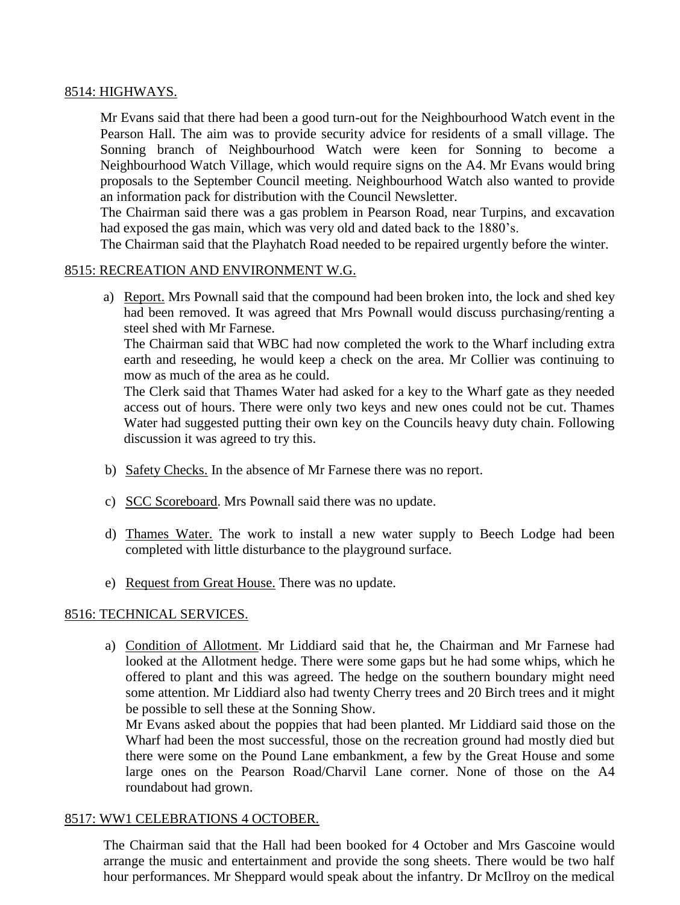8514: HIGHWAYS.

Mr Evans said that there had been a good turn-out for the Neighbourhood Watch event in the Pearson Hall. The aim was to provide security advice for residents of a small village. The Sonning branch of Neighbourhood Watch were keen for Sonning to become a Neighbourhood Watch Village, which would require signs on the A4. Mr Evans would bring proposals to the September Council meeting. Neighbourhood Watch also wanted to provide an information pack for distribution with the Council Newsletter.
The Chairman said there was a gas problem in Pearson Road, near Turpins, and excavation had exposed the gas main, which was very old and dated back to the 1880's.
The Chairman said that the Playhatch Road needed to be repaired urgently before the winter.

8515: RECREATION AND ENVIRONMENT W.G.

a) Report. Mrs Pownall said that the compound had been broken into, the lock and shed key had been removed. It was agreed that Mrs Pownall would discuss purchasing/renting a steel shed with Mr Farnese.
   The Chairman said that WBC had now completed the work to the Wharf including extra earth and reseeding, he would keep a check on the area. Mr Collier was continuing to mow as much of the area as he could.
   The Clerk said that Thames Water had asked for a key to the Wharf gate as they needed access out of hours. There were only two keys and new ones could not be cut. Thames Water had suggested putting their own key on the Councils heavy duty chain. Following discussion it was agreed to try this.

b) Safety Checks. In the absence of Mr Farnese there was no report.

c) SCC Scoreboard. Mrs Pownall said there was no update.

d) Thames Water. The work to install a new water supply to Beech Lodge had been completed with little disturbance to the playground surface.

e) Request from Great House. There was no update.

8516: TECHNICAL SERVICES.

a) Condition of Allotment. Mr Liddiard said that he, the Chairman and Mr Farnese had looked at the Allotment hedge. There were some gaps but he had some whips, which he offered to plant and this was agreed. The hedge on the southern boundary might need some attention. Mr Liddiard also had twenty Cherry trees and 20 Birch trees and it might be possible to sell these at the Sonning Show.
   Mr Evans asked about the poppies that had been planted. Mr Liddiard said those on the Wharf had been the most successful, those on the recreation ground had mostly died but there were some on the Pound Lane embankment, a few by the Great House and some large ones on the Pearson Road/Charvil Lane corner. None of those on the A4 roundabout had grown.

8517: WW1 CELEBRATIONS 4 OCTOBER.

The Chairman said that the Hall had been booked for 4 October and Mrs Gascoine would arrange the music and entertainment and provide the song sheets. There would be two half hour performances. Mr Sheppard would speak about the infantry. Dr McIlroy on the medical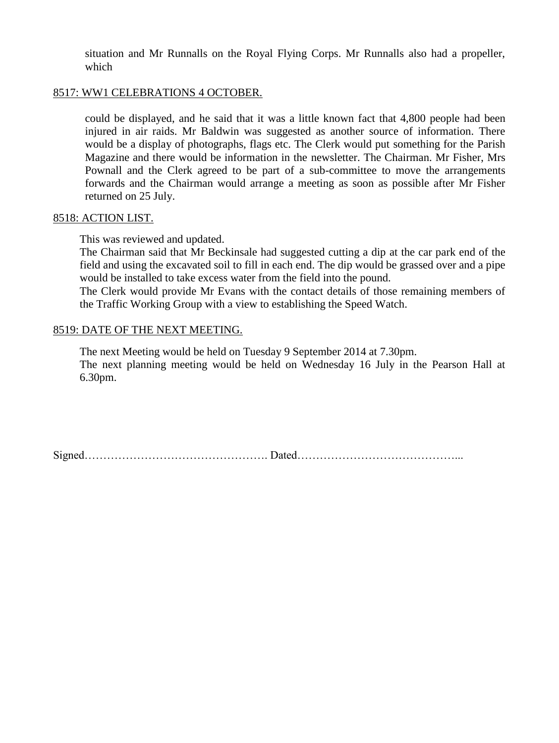situation and Mr Runnalls on the Royal Flying Corps. Mr Runnalls also had a propeller, which

8517: WW1 CELEBRATIONS 4 OCTOBER.

could be displayed, and he said that it was a little known fact that 4,800 people had been injured in air raids. Mr Baldwin was suggested as another source of information. There would be a display of photographs, flags etc. The Clerk would put something for the Parish Magazine and there would be information in the newsletter. The Chairman. Mr Fisher, Mrs Pownall and the Clerk agreed to be part of a sub-committee to move the arrangements forwards and the Chairman would arrange a meeting as soon as possible after Mr Fisher returned on 25 July.

8518: ACTION LIST.

This was reviewed and updated.

The Chairman said that Mr Beckinsale had suggested cutting a dip at the car park end of the field and using the excavated soil to fill in each end. The dip would be grassed over and a pipe would be installed to take excess water from the field into the pound.

The Clerk would provide Mr Evans with the contact details of those remaining members of the Traffic Working Group with a view to establishing the Speed Watch.

8519: DATE OF THE NEXT MEETING.

The next Meeting would be held on Tuesday 9 September 2014 at 7.30pm.

The next planning meeting would be held on Wednesday 16 July in the Pearson Hall at 6.30pm.

Signed…………………………………………. Dated……………………………………...